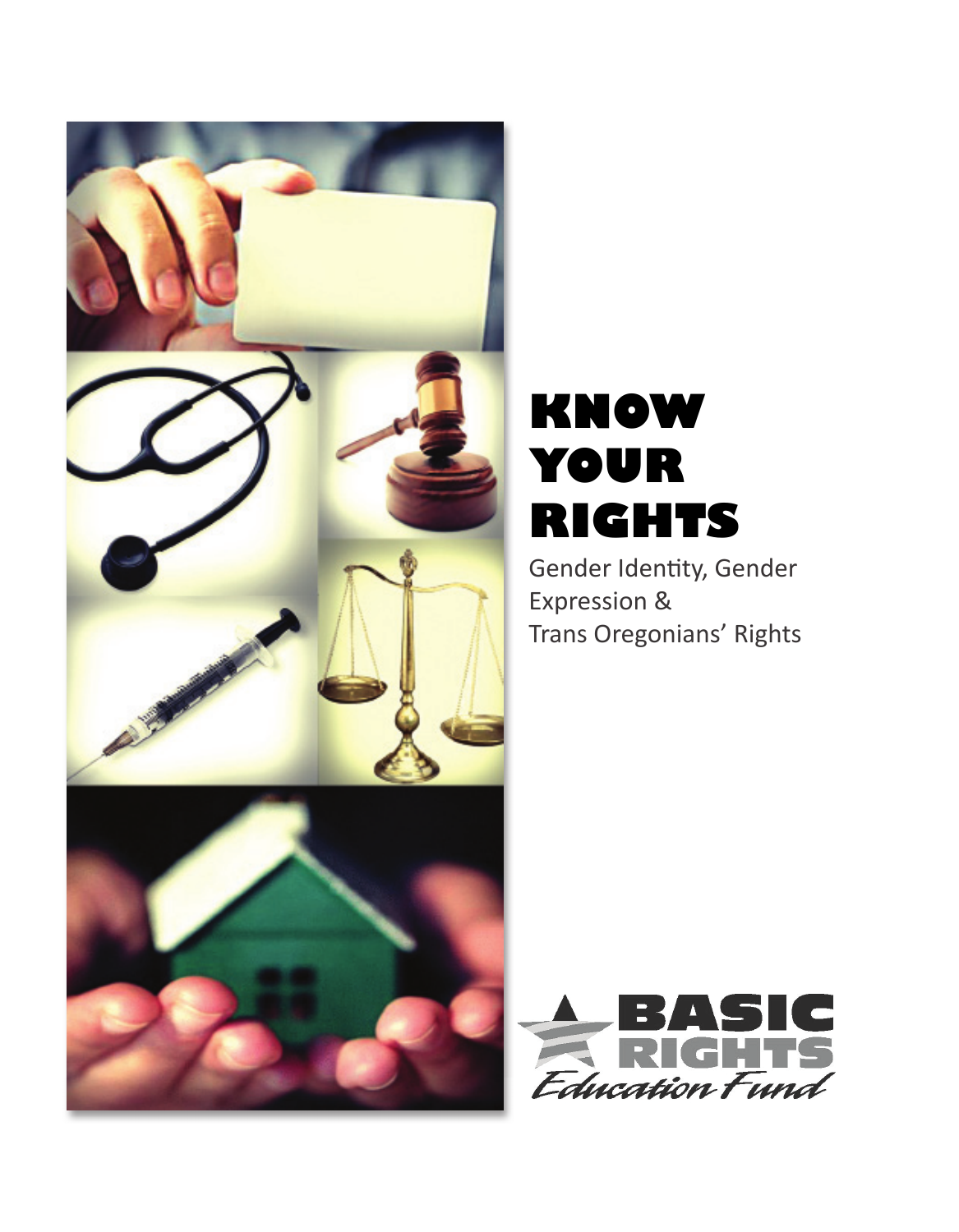# KNOW YOUR RIGHTS

Gender Identity, Gender Expression & Trans Oregonians' Rights

BASIC RIGHTS

Education Fund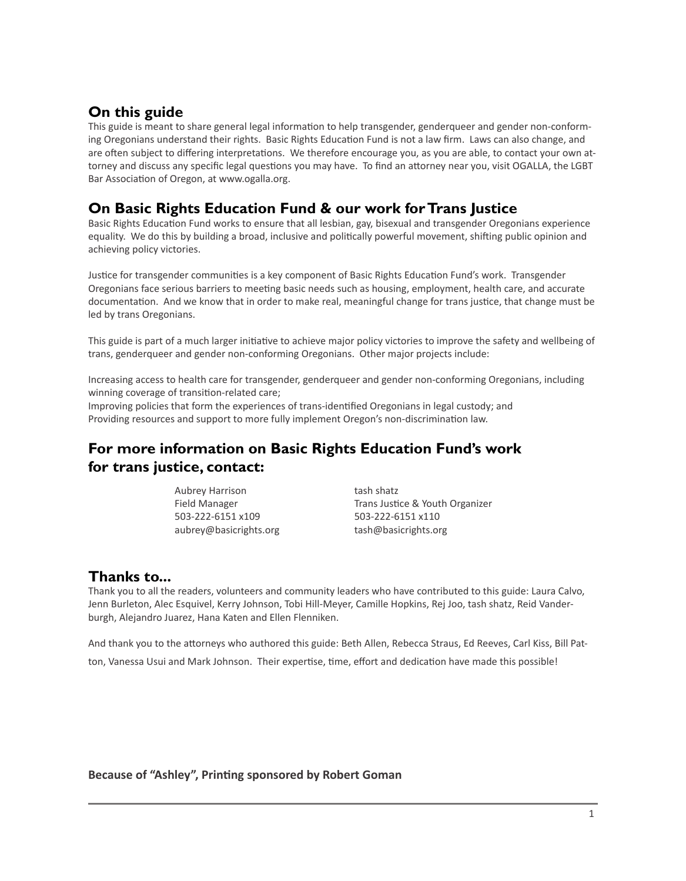## On this guide

This guide is meant to share general legal information to help transgender, genderqueer and gender non-conforming Oregonians understand their rights. Basic Rights Education Fund is not a law firm. Laws can also change, and are often subject to differing interpretations. We therefore encourage you, as you are able, to contact your own attorney and discuss any specific legal questions you may have. To find an attorney near you, visit OGALLA, the LGBT Bar Association of Oregon, at www.ogalla.org.

## On Basic Rights Education Fund & our work for Trans Justice

Basic Rights Education Fund works to ensure that all lesbian, gay, bisexual and transgender Oregonians experience equality. We do this by building a broad, inclusive and politically powerful movement, shifting public opinion and achieving policy victories.

Justice for transgender communities is a key component of Basic Rights Education Fund's work. Transgender Oregonians face serious barriers to meeting basic needs such as housing, employment, health care, and accurate documentation. And we know that in order to make real, meaningful change for trans justice, that change must be led by trans Oregonians.

This guide is part of a much larger initiative to achieve major policy victories to improve the safety and wellbeing of trans, genderqueer and gender non-conforming Oregonians. Other major projects include:

Increasing access to health care for transgender, genderqueer and gender non-conforming Oregonians, including winning coverage of transition-related care;
Improving policies that form the experiences of trans-identified Oregonians in legal custody; and
Providing resources and support to more fully implement Oregon's non-discrimination law.

## For more information on Basic Rights Education Fund's work for trans justice, contact:

Aubrey Harrison
Field Manager
503-222-6151 x109
aubrey@basicrights.org

tash shatz
Trans Justice & Youth Organizer
503-222-6151 x110
tash@basicrights.org

## Thanks to...

Thank you to all the readers, volunteers and community leaders who have contributed to this guide: Laura Calvo, Jenn Burleton, Alec Esquivel, Kerry Johnson, Tobi Hill-Meyer, Camille Hopkins, Rej Joo, tash shatz, Reid Vanderburgh, Alejandro Juarez, Hana Katen and Ellen Flenniken.

And thank you to the attorneys who authored this guide: Beth Allen, Rebecca Straus, Ed Reeves, Carl Kiss, Bill Patton, Vanessa Usui and Mark Johnson. Their expertise, time, effort and dedication have made this possible!

**Because of "Ashley", Printing sponsored by Robert Goman**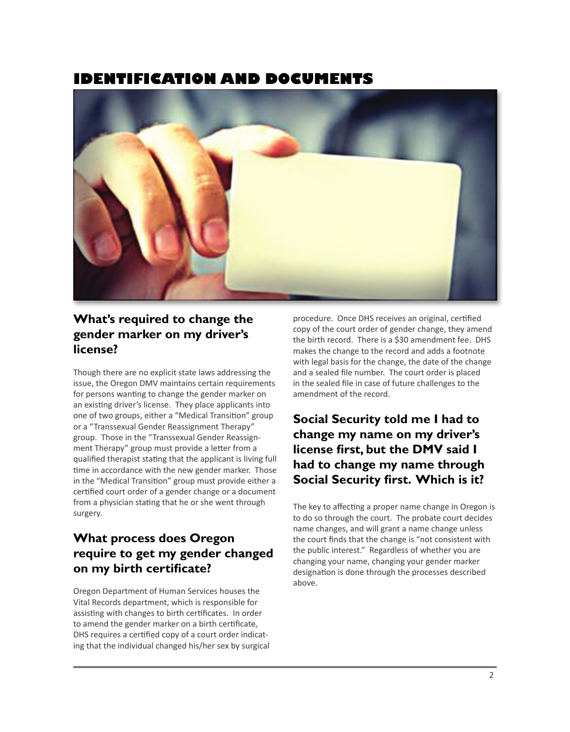# IDENTIFICATION AND DOCUMENTS

## What's required to change the gender marker on my driver's license?

Though there are no explicit state laws addressing the issue, the Oregon DMV maintains certain requirements for persons wanting to change the gender marker on an existing driver's license. They place applicants into one of two groups, either a "Medical Transition" group or a "Transsexual Gender Reassignment Therapy" group. Those in the "Transsexual Gender Reassignment Therapy" group must provide a letter from a qualified therapist stating that the applicant is living full time in accordance with the new gender marker. Those in the "Medical Transition" group must provide either a certified court order of a gender change or a document from a physician stating that he or she went through surgery.

## What process does Oregon require to get my gender changed on my birth certificate?

Oregon Department of Human Services houses the Vital Records department, which is responsible for assisting with changes to birth certificates. In order to amend the gender marker on a birth certificate, DHS requires a certified copy of a court order indicating that the individual changed his/her sex by surgical procedure. Once DHS receives an original, certified copy of the court order of gender change, they amend the birth record. There is a $30 amendment fee. DHS makes the change to the record and adds a footnote with legal basis for the change, the date of the change and a sealed file number. The court order is placed in the sealed file in case of future challenges to the amendment of the record.

## Social Security told me I had to change my name on my driver's license first, but the DMV said I had to change my name through Social Security first. Which is it?

The key to affecting a proper name change in Oregon is to do so through the court. The probate court decides name changes, and will grant a name change unless the court finds that the change is "not consistent with the public interest." Regardless of whether you are changing your name, changing your gender marker designation is done through the processes described above.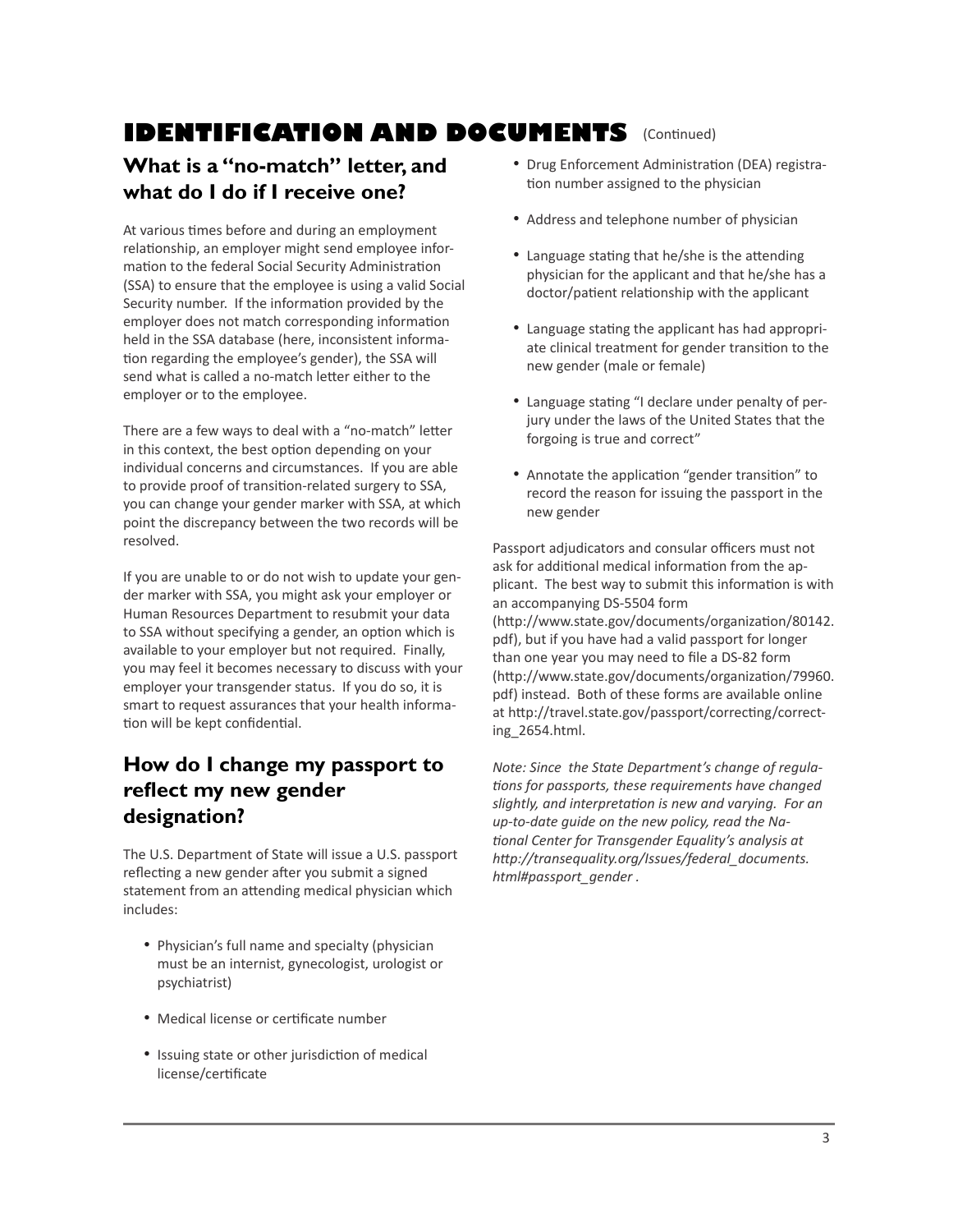# IDENTIFICATION AND DOCUMENTS (Continued)

## What is a "no-match" letter, and what do I do if I receive one?

At various times before and during an employment relationship, an employer might send employee information to the federal Social Security Administration (SSA) to ensure that the employee is using a valid Social Security number. If the information provided by the employer does not match corresponding information held in the SSA database (here, inconsistent information regarding the employee's gender), the SSA will send what is called a no-match letter either to the employer or to the employee.

There are a few ways to deal with a "no-match" letter in this context, the best option depending on your individual concerns and circumstances. If you are able to provide proof of transition-related surgery to SSA, you can change your gender marker with SSA, at which point the discrepancy between the two records will be resolved.

If you are unable to or do not wish to update your gender marker with SSA, you might ask your employer or Human Resources Department to resubmit your data to SSA without specifying a gender, an option which is available to your employer but not required. Finally, you may feel it becomes necessary to discuss with your employer your transgender status. If you do so, it is smart to request assurances that your health information will be kept confidential.

## How do I change my passport to reflect my new gender designation?

The U.S. Department of State will issue a U.S. passport reflecting a new gender after you submit a signed statement from an attending medical physician which includes:

- Physician's full name and specialty (physician must be an internist, gynecologist, urologist or psychiatrist)
- Medical license or certificate number
- Issuing state or other jurisdiction of medical license/certificate
- Drug Enforcement Administration (DEA) registration number assigned to the physician
- Address and telephone number of physician
- Language stating that he/she is the attending physician for the applicant and that he/she has a doctor/patient relationship with the applicant
- Language stating the applicant has had appropriate clinical treatment for gender transition to the new gender (male or female)
- Language stating "I declare under penalty of perjury under the laws of the United States that the forgoing is true and correct"
- Annotate the application "gender transition" to record the reason for issuing the passport in the new gender

Passport adjudicators and consular officers must not ask for additional medical information from the applicant. The best way to submit this information is with an accompanying DS-5504 form (http://www.state.gov/documents/organization/80142.pdf), but if you have had a valid passport for longer than one year you may need to file a DS-82 form (http://www.state.gov/documents/organization/79960.pdf) instead. Both of these forms are available online at http://travel.state.gov/passport/correcting/correcting_2654.html.

*Note: Since the State Department's change of regulations for passports, these requirements have changed slightly, and interpretation is new and varying. For an up-to-date guide on the new policy, read the National Center for Transgender Equality's analysis at http://transequality.org/Issues/federal_documents.html#passport_gender .*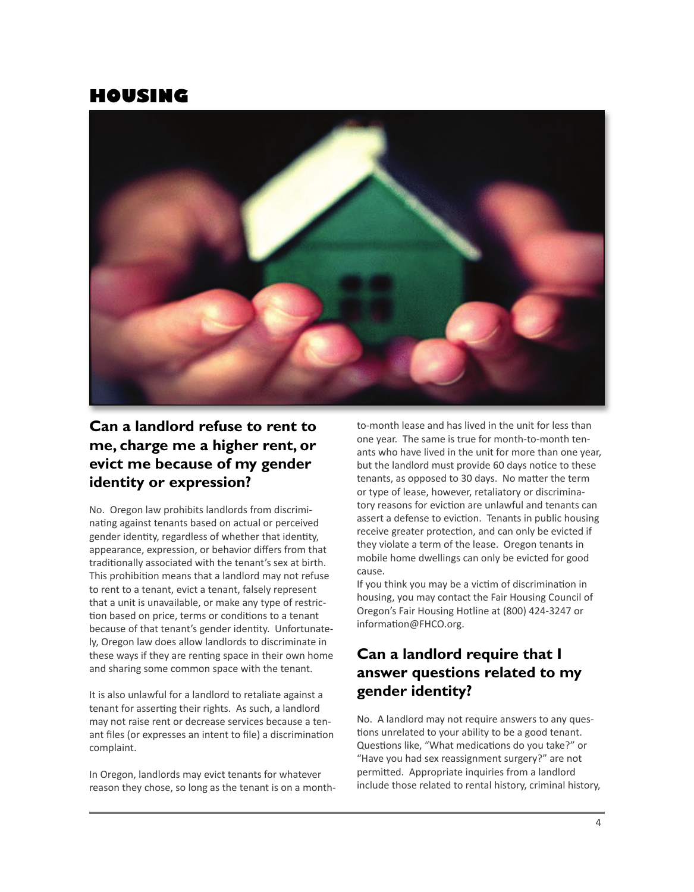# HOUSING

## Can a landlord refuse to rent to me, charge me a higher rent, or evict me because of my gender identity or expression?

No. Oregon law prohibits landlords from discriminating against tenants based on actual or perceived gender identity, regardless of whether that identity, appearance, expression, or behavior differs from that traditionally associated with the tenant's sex at birth. This prohibition means that a landlord may not refuse to rent to a tenant, evict a tenant, falsely represent that a unit is unavailable, or make any type of restriction based on price, terms or conditions to a tenant because of that tenant's gender identity. Unfortunately, Oregon law does allow landlords to discriminate in these ways if they are renting space in their own home and sharing some common space with the tenant.

It is also unlawful for a landlord to retaliate against a tenant for asserting their rights. As such, a landlord may not raise rent or decrease services because a tenant files (or expresses an intent to file) a discrimination complaint.

In Oregon, landlords may evict tenants for whatever reason they chose, so long as the tenant is on a month-to-month lease and has lived in the unit for less than one year. The same is true for month-to-month tenants who have lived in the unit for more than one year, but the landlord must provide 60 days notice to these tenants, as opposed to 30 days. No matter the term or type of lease, however, retaliatory or discriminatory reasons for eviction are unlawful and tenants can assert a defense to eviction. Tenants in public housing receive greater protection, and can only be evicted if they violate a term of the lease. Oregon tenants in mobile home dwellings can only be evicted for good cause.

If you think you may be a victim of discrimination in housing, you may contact the Fair Housing Council of Oregon's Fair Housing Hotline at (800) 424-3247 or information@FHCO.org.

## Can a landlord require that I answer questions related to my gender identity?

No. A landlord may not require answers to any questions unrelated to your ability to be a good tenant. Questions like, "What medications do you take?" or "Have you had sex reassignment surgery?" are not permitted. Appropriate inquiries from a landlord include those related to rental history, criminal history,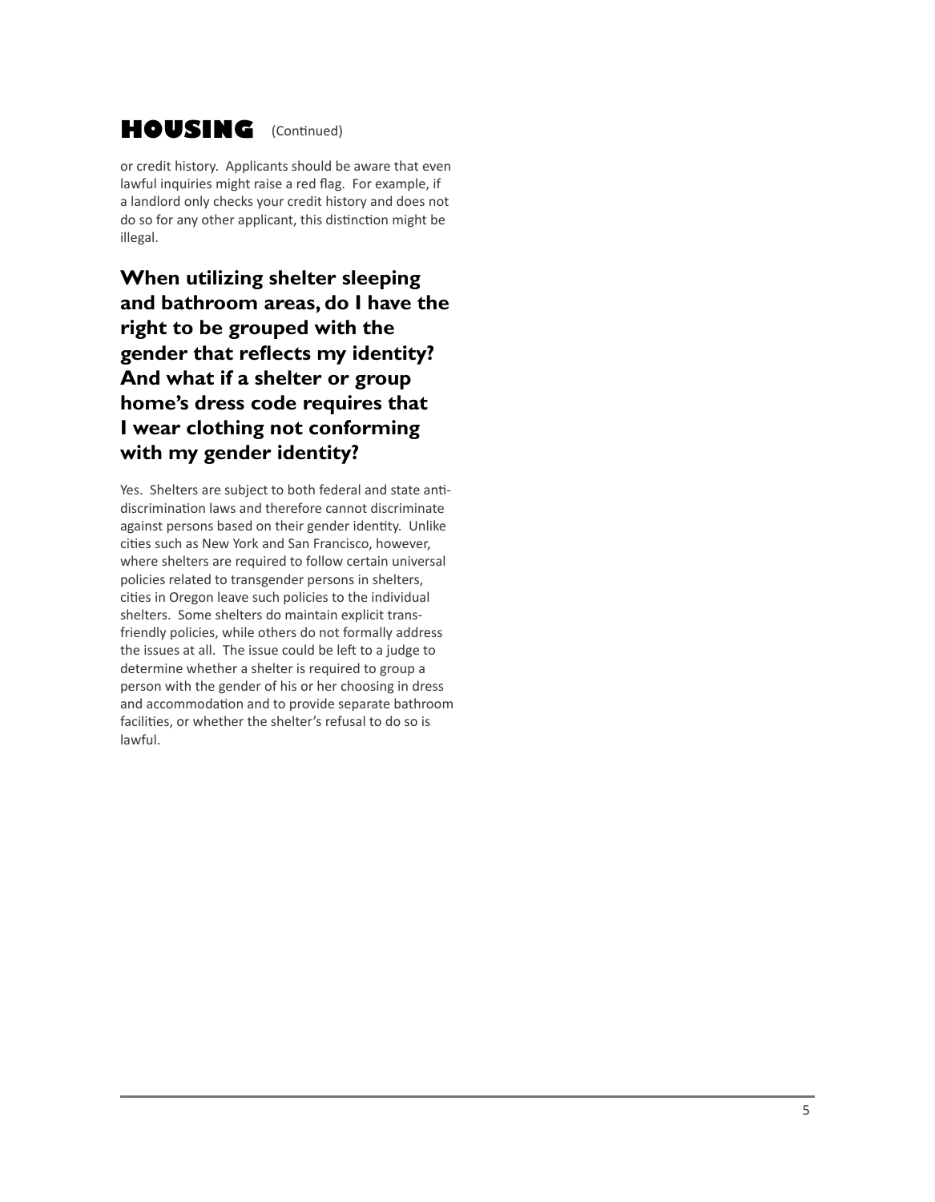## HOUSING (Continued)

or credit history. Applicants should be aware that even lawful inquiries might raise a red flag. For example, if a landlord only checks your credit history and does not do so for any other applicant, this distinction might be illegal.

### When utilizing shelter sleeping and bathroom areas, do I have the right to be grouped with the gender that reflects my identity? And what if a shelter or group home's dress code requires that I wear clothing not conforming with my gender identity?

Yes. Shelters are subject to both federal and state anti-discrimination laws and therefore cannot discriminate against persons based on their gender identity. Unlike cities such as New York and San Francisco, however, where shelters are required to follow certain universal policies related to transgender persons in shelters, cities in Oregon leave such policies to the individual shelters. Some shelters do maintain explicit trans-friendly policies, while others do not formally address the issues at all. The issue could be left to a judge to determine whether a shelter is required to group a person with the gender of his or her choosing in dress and accommodation and to provide separate bathroom facilities, or whether the shelter's refusal to do so is lawful.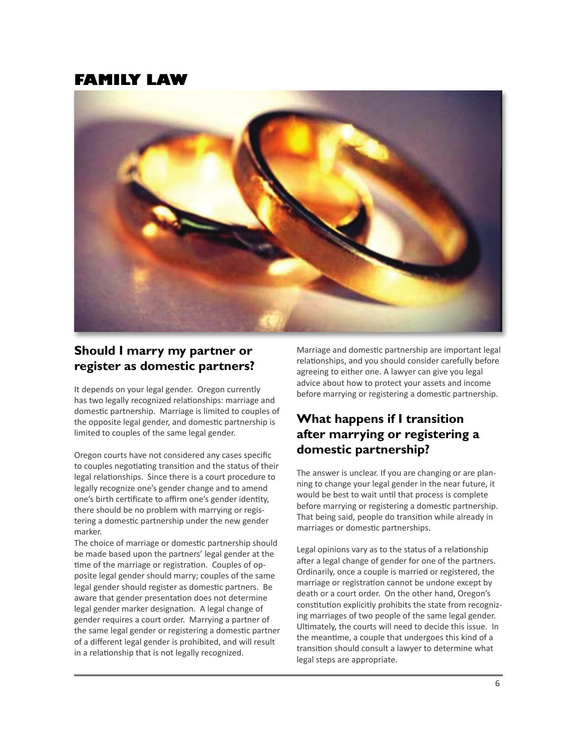# FAMILY LAW

## Should I marry my partner or register as domestic partners?

It depends on your legal gender. Oregon currently has two legally recognized relationships: marriage and domestic partnership. Marriage is limited to couples of the opposite legal gender, and domestic partnership is limited to couples of the same legal gender.

Oregon courts have not considered any cases specific to couples negotiating transition and the status of their legal relationships. Since there is a court procedure to legally recognize one's gender change and to amend one's birth certificate to affirm one's gender identity, there should be no problem with marrying or registering a domestic partnership under the new gender marker.

The choice of marriage or domestic partnership should be made based upon the partners' legal gender at the time of the marriage or registration. Couples of opposite legal gender should marry; couples of the same legal gender should register as domestic partners. Be aware that gender presentation does not determine legal gender marker designation. A legal change of gender requires a court order. Marrying a partner of the same legal gender or registering a domestic partner of a different legal gender is prohibited, and will result in a relationship that is not legally recognized.

Marriage and domestic partnership are important legal relationships, and you should consider carefully before agreeing to either one. A lawyer can give you legal advice about how to protect your assets and income before marrying or registering a domestic partnership.

## What happens if I transition after marrying or registering a domestic partnership?

The answer is unclear. If you are changing or are planning to change your legal gender in the near future, it would be best to wait until that process is complete before marrying or registering a domestic partnership. That being said, people do transition while already in marriages or domestic partnerships.

Legal opinions vary as to the status of a relationship after a legal change of gender for one of the partners. Ordinarily, once a couple is married or registered, the marriage or registration cannot be undone except by death or a court order. On the other hand, Oregon's constitution explicitly prohibits the state from recognizing marriages of two people of the same legal gender. Ultimately, the courts will need to decide this issue. In the meantime, a couple that undergoes this kind of a transition should consult a lawyer to determine what legal steps are appropriate.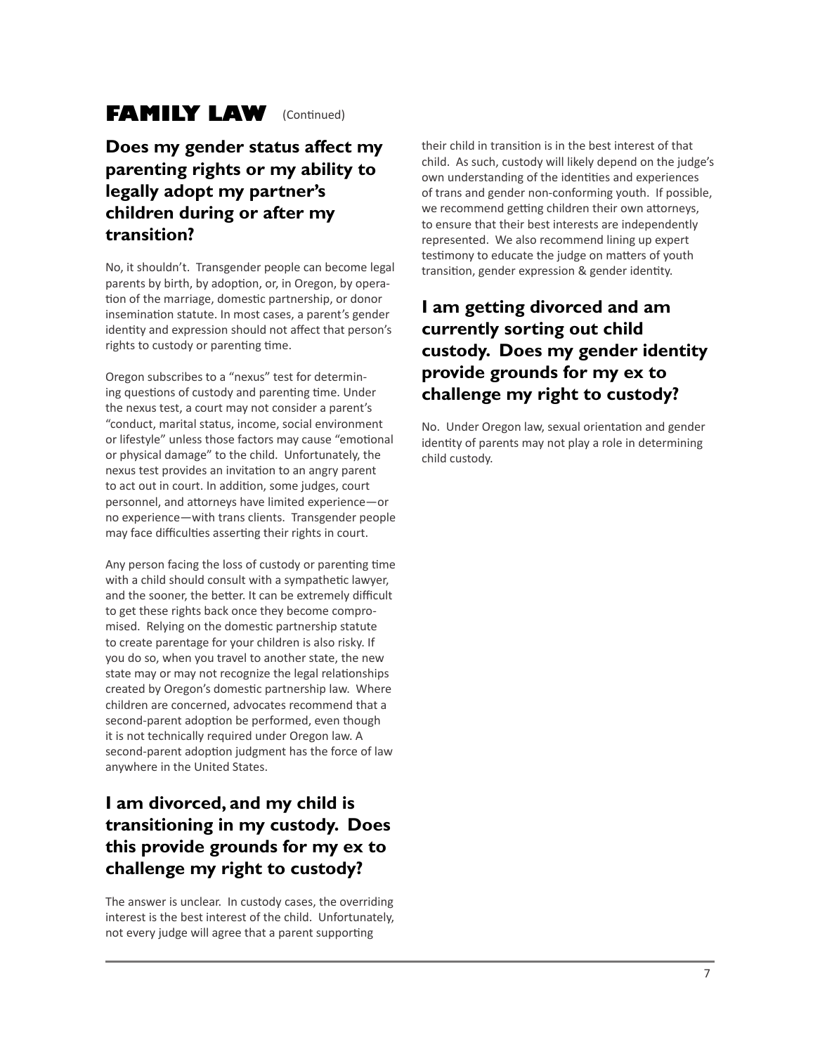# FAMILY LAW (Continued)

## Does my gender status affect my parenting rights or my ability to legally adopt my partner's children during or after my transition?

No, it shouldn't. Transgender people can become legal parents by birth, by adoption, or, in Oregon, by operation of the marriage, domestic partnership, or donor insemination statute. In most cases, a parent's gender identity and expression should not affect that person's rights to custody or parenting time.

Oregon subscribes to a "nexus" test for determining questions of custody and parenting time. Under the nexus test, a court may not consider a parent's "conduct, marital status, income, social environment or lifestyle" unless those factors may cause "emotional or physical damage" to the child. Unfortunately, the nexus test provides an invitation to an angry parent to act out in court. In addition, some judges, court personnel, and attorneys have limited experience—or no experience—with trans clients. Transgender people may face difficulties asserting their rights in court.

Any person facing the loss of custody or parenting time with a child should consult with a sympathetic lawyer, and the sooner, the better. It can be extremely difficult to get these rights back once they become compromised. Relying on the domestic partnership statute to create parentage for your children is also risky. If you do so, when you travel to another state, the new state may or may not recognize the legal relationships created by Oregon's domestic partnership law. Where children are concerned, advocates recommend that a second-parent adoption be performed, even though it is not technically required under Oregon law. A second-parent adoption judgment has the force of law anywhere in the United States.

## I am divorced, and my child is transitioning in my custody. Does this provide grounds for my ex to challenge my right to custody?

The answer is unclear. In custody cases, the overriding interest is the best interest of the child. Unfortunately, not every judge will agree that a parent supporting their child in transition is in the best interest of that child. As such, custody will likely depend on the judge's own understanding of the identities and experiences of trans and gender non-conforming youth. If possible, we recommend getting children their own attorneys, to ensure that their best interests are independently represented. We also recommend lining up expert testimony to educate the judge on matters of youth transition, gender expression & gender identity.

## I am getting divorced and am currently sorting out child custody. Does my gender identity provide grounds for my ex to challenge my right to custody?

No. Under Oregon law, sexual orientation and gender identity of parents may not play a role in determining child custody.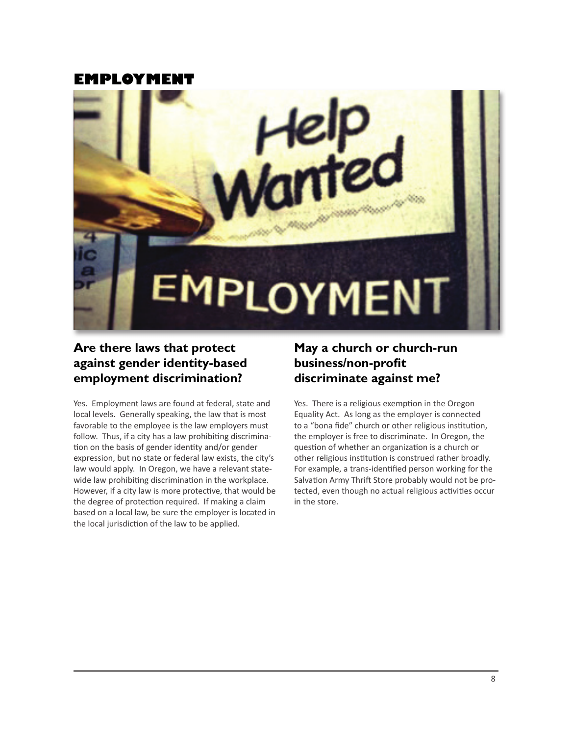# EMPLOYMENT

## Are there laws that protect against gender identity-based employment discrimination?

Yes. Employment laws are found at federal, state and local levels. Generally speaking, the law that is most favorable to the employee is the law employers must follow. Thus, if a city has a law prohibiting discrimination on the basis of gender identity and/or gender expression, but no state or federal law exists, the city's law would apply. In Oregon, we have a relevant statewide law prohibiting discrimination in the workplace. However, if a city law is more protective, that would be the degree of protection required. If making a claim based on a local law, be sure the employer is located in the local jurisdiction of the law to be applied.

## May a church or church-run business/non-profit discriminate against me?

Yes. There is a religious exemption in the Oregon Equality Act. As long as the employer is connected to a "bona fide" church or other religious institution, the employer is free to discriminate. In Oregon, the question of whether an organization is a church or other religious institution is construed rather broadly. For example, a trans-identified person working for the Salvation Army Thrift Store probably would not be protected, even though no actual religious activities occur in the store.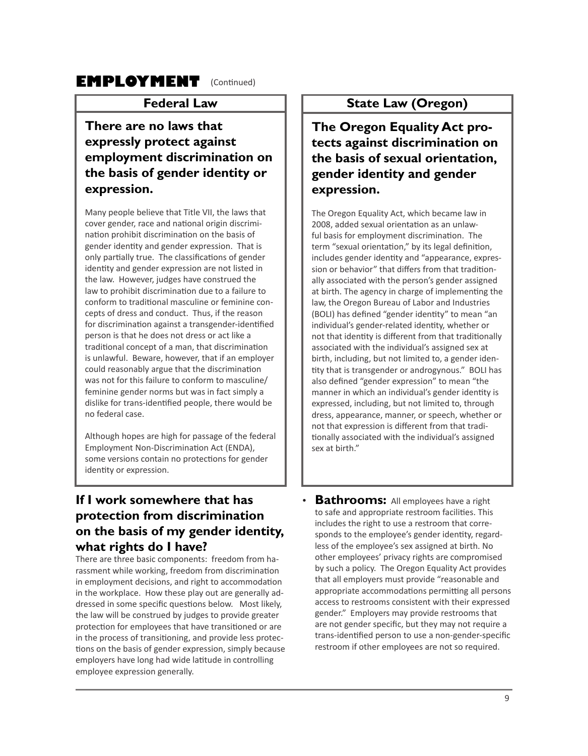# EMPLOYMENT (Continued)

## Federal Law

### There are no laws that expressly protect against employment discrimination on the basis of gender identity or expression.

Many people believe that Title VII, the laws that cover gender, race and national origin discrimination prohibit discrimination on the basis of gender identity and gender expression. That is only partially true. The classifications of gender identity and gender expression are not listed in the law. However, judges have construed the law to prohibit discrimination due to a failure to conform to traditional masculine or feminine concepts of dress and conduct. Thus, if the reason for discrimination against a transgender-identified person is that he does not dress or act like a traditional concept of a man, that discrimination is unlawful. Beware, however, that if an employer could reasonably argue that the discrimination was not for this failure to conform to masculine/feminine gender norms but was in fact simply a dislike for trans-identified people, there would be no federal case.

Although hopes are high for passage of the federal Employment Non-Discrimination Act (ENDA), some versions contain no protections for gender identity or expression.

## State Law (Oregon)

### The Oregon Equality Act protects against discrimination on the basis of sexual orientation, gender identity and gender expression.

The Oregon Equality Act, which became law in 2008, added sexual orientation as an unlawful basis for employment discrimination. The term "sexual orientation," by its legal definition, includes gender identity and "appearance, expression or behavior" that differs from that traditionally associated with the person's gender assigned at birth. The agency in charge of implementing the law, the Oregon Bureau of Labor and Industries (BOLI) has defined "gender identity" to mean "an individual's gender-related identity, whether or not that identity is different from that traditionally associated with the individual's assigned sex at birth, including, but not limited to, a gender identity that is transgender or androgynous." BOLI has also defined "gender expression" to mean "the manner in which an individual's gender identity is expressed, including, but not limited to, through dress, appearance, manner, or speech, whether or not that expression is different from that traditionally associated with the individual's assigned sex at birth."

### If I work somewhere that has protection from discrimination on the basis of my gender identity, what rights do I have?

There are three basic components: freedom from harassment while working, freedom from discrimination in employment decisions, and right to accommodation in the workplace. How these play out are generally addressed in some specific questions below. Most likely, the law will be construed by judges to provide greater protection for employees that have transitioned or are in the process of transitioning, and provide less protections on the basis of gender expression, simply because employers have long had wide latitude in controlling employee expression generally.

- **Bathrooms:** All employees have a right to safe and appropriate restroom facilities. This includes the right to use a restroom that corresponds to the employee's gender identity, regardless of the employee's sex assigned at birth. No other employees' privacy rights are compromised by such a policy. The Oregon Equality Act provides that all employers must provide "reasonable and appropriate accommodations permitting all persons access to restrooms consistent with their expressed gender." Employers may provide restrooms that are not gender specific, but they may not require a trans-identified person to use a non-gender-specific restroom if other employees are not so required.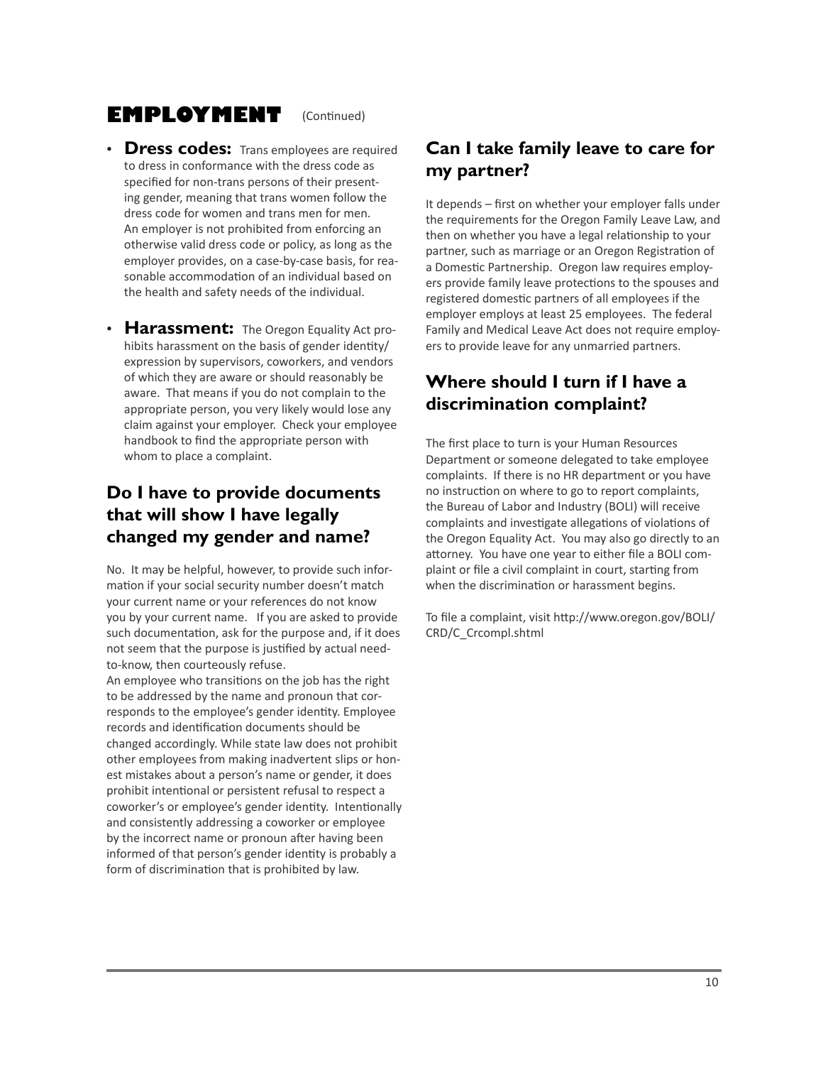# EMPLOYMENT (Continued)

- **Dress codes:** Trans employees are required to dress in conformance with the dress code as specified for non-trans persons of their presenting gender, meaning that trans women follow the dress code for women and trans men for men. An employer is not prohibited from enforcing an otherwise valid dress code or policy, as long as the employer provides, on a case-by-case basis, for reasonable accommodation of an individual based on the health and safety needs of the individual.
- **Harassment:** The Oregon Equality Act prohibits harassment on the basis of gender identity/expression by supervisors, coworkers, and vendors of which they are aware or should reasonably be aware. That means if you do not complain to the appropriate person, you very likely would lose any claim against your employer. Check your employee handbook to find the appropriate person with whom to place a complaint.

## Do I have to provide documents that will show I have legally changed my gender and name?

No. It may be helpful, however, to provide such information if your social security number doesn't match your current name or your references do not know you by your current name. If you are asked to provide such documentation, ask for the purpose and, if it does not seem that the purpose is justified by actual need-to-know, then courteously refuse.

An employee who transitions on the job has the right to be addressed by the name and pronoun that corresponds to the employee's gender identity. Employee records and identification documents should be changed accordingly. While state law does not prohibit other employees from making inadvertent slips or honest mistakes about a person's name or gender, it does prohibit intentional or persistent refusal to respect a coworker's or employee's gender identity. Intentionally and consistently addressing a coworker or employee by the incorrect name or pronoun after having been informed of that person's gender identity is probably a form of discrimination that is prohibited by law.

## Can I take family leave to care for my partner?

It depends – first on whether your employer falls under the requirements for the Oregon Family Leave Law, and then on whether you have a legal relationship to your partner, such as marriage or an Oregon Registration of a Domestic Partnership. Oregon law requires employers provide family leave protections to the spouses and registered domestic partners of all employees if the employer employs at least 25 employees. The federal Family and Medical Leave Act does not require employers to provide leave for any unmarried partners.

## Where should I turn if I have a discrimination complaint?

The first place to turn is your Human Resources Department or someone delegated to take employee complaints. If there is no HR department or you have no instruction on where to go to report complaints, the Bureau of Labor and Industry (BOLI) will receive complaints and investigate allegations of violations of the Oregon Equality Act. You may also go directly to an attorney. You have one year to either file a BOLI complaint or file a civil complaint in court, starting from when the discrimination or harassment begins.

To file a complaint, visit http://www.oregon.gov/BOLI/CRD/C_Crcompl.shtml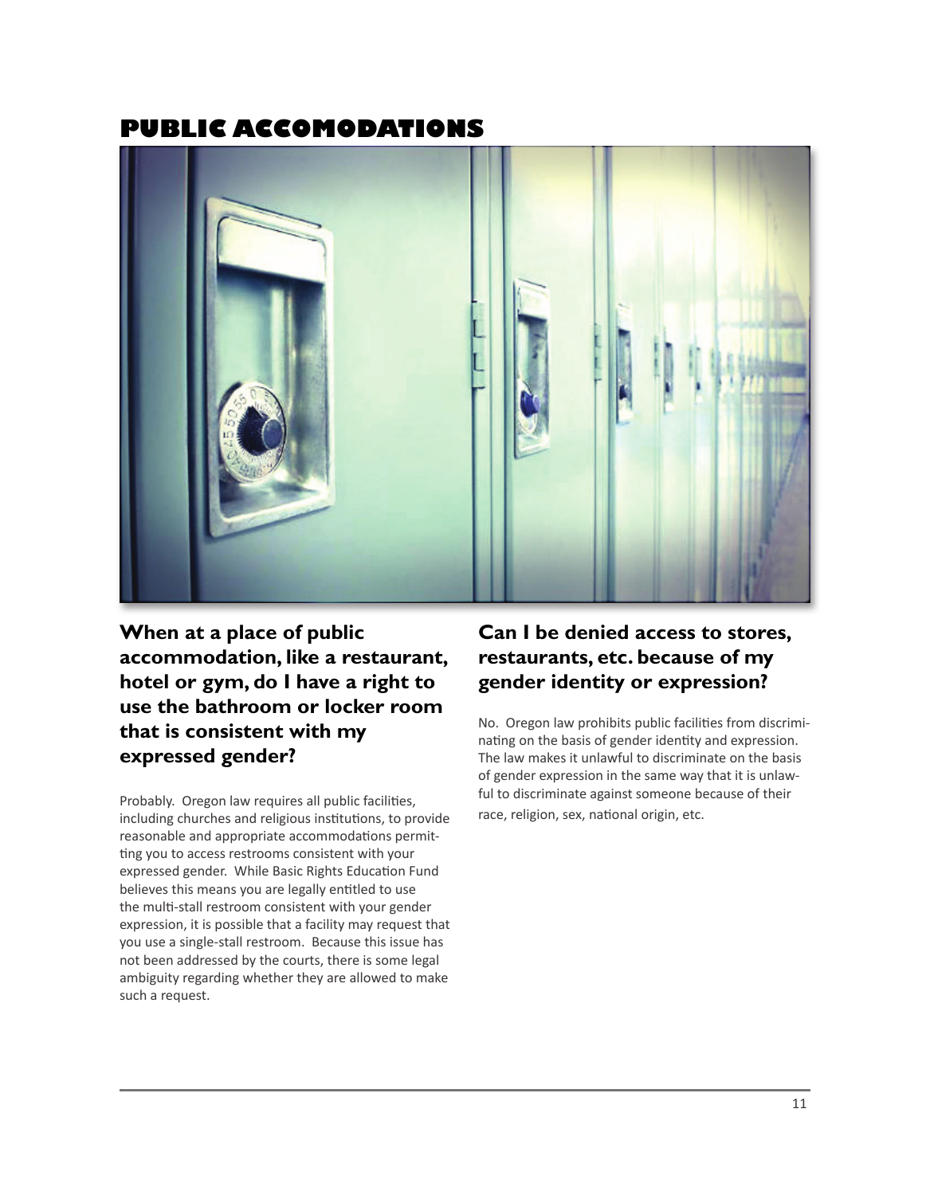# PUBLIC ACCOMODATIONS

## When at a place of public accommodation, like a restaurant, hotel or gym, do I have a right to use the bathroom or locker room that is consistent with my expressed gender?

Probably. Oregon law requires all public facilities, including churches and religious institutions, to provide reasonable and appropriate accommodations permitting you to access restrooms consistent with your expressed gender. While Basic Rights Education Fund believes this means you are legally entitled to use the multi-stall restroom consistent with your gender expression, it is possible that a facility may request that you use a single-stall restroom. Because this issue has not been addressed by the courts, there is some legal ambiguity regarding whether they are allowed to make such a request.

## Can I be denied access to stores, restaurants, etc. because of my gender identity or expression?

No. Oregon law prohibits public facilities from discriminating on the basis of gender identity and expression. The law makes it unlawful to discriminate on the basis of gender expression in the same way that it is unlawful to discriminate against someone because of their race, religion, sex, national origin, etc.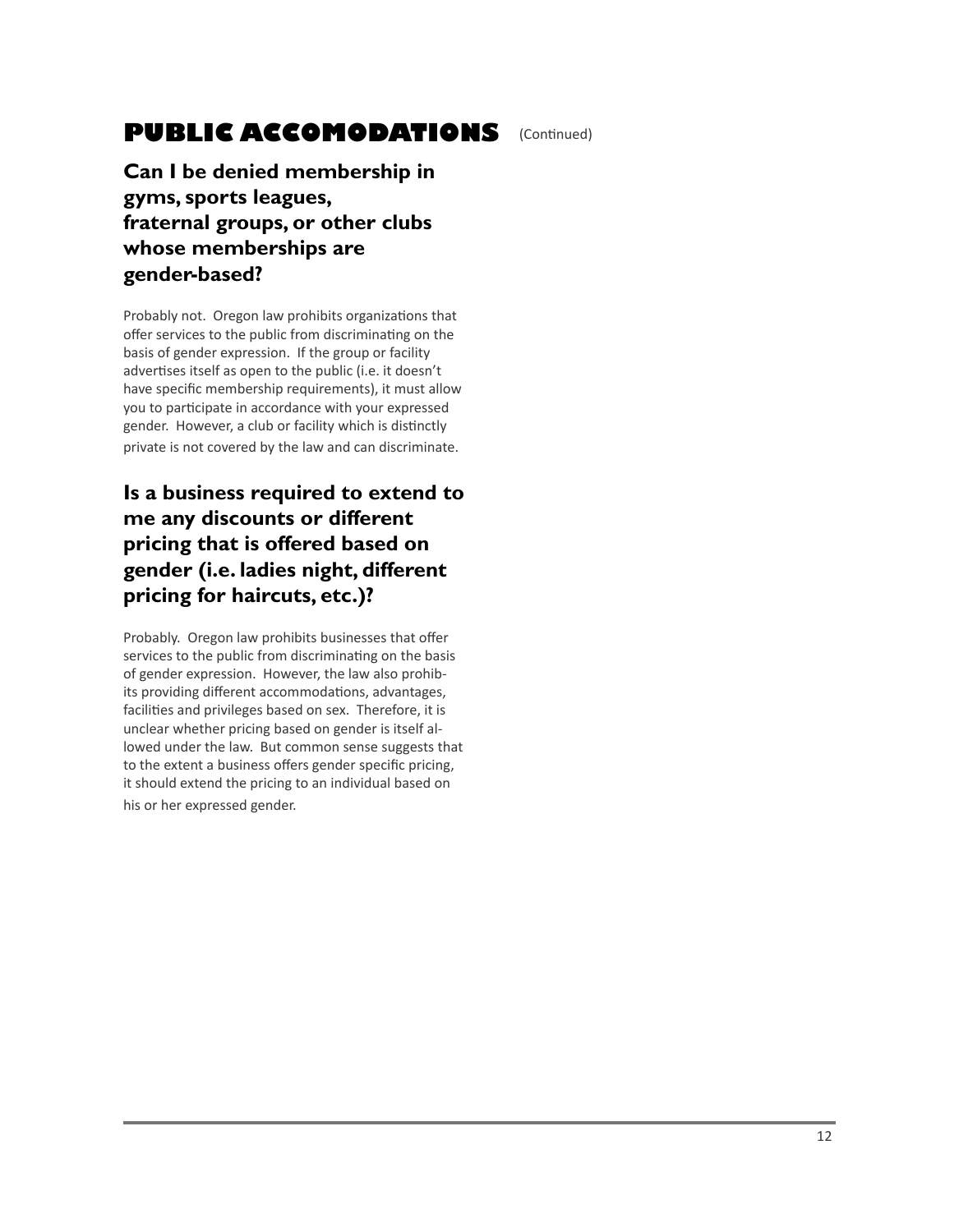# PUBLIC ACCOMODATIONS (Continued)

## Can I be denied membership in gyms, sports leagues, fraternal groups, or other clubs whose memberships are gender-based?

Probably not. Oregon law prohibits organizations that offer services to the public from discriminating on the basis of gender expression. If the group or facility advertises itself as open to the public (i.e. it doesn't have specific membership requirements), it must allow you to participate in accordance with your expressed gender. However, a club or facility which is distinctly private is not covered by the law and can discriminate.

## Is a business required to extend to me any discounts or different pricing that is offered based on gender (i.e. ladies night, different pricing for haircuts, etc.)?

Probably. Oregon law prohibits businesses that offer services to the public from discriminating on the basis of gender expression. However, the law also prohibits providing different accommodations, advantages, facilities and privileges based on sex. Therefore, it is unclear whether pricing based on gender is itself allowed under the law. But common sense suggests that to the extent a business offers gender specific pricing, it should extend the pricing to an individual based on his or her expressed gender.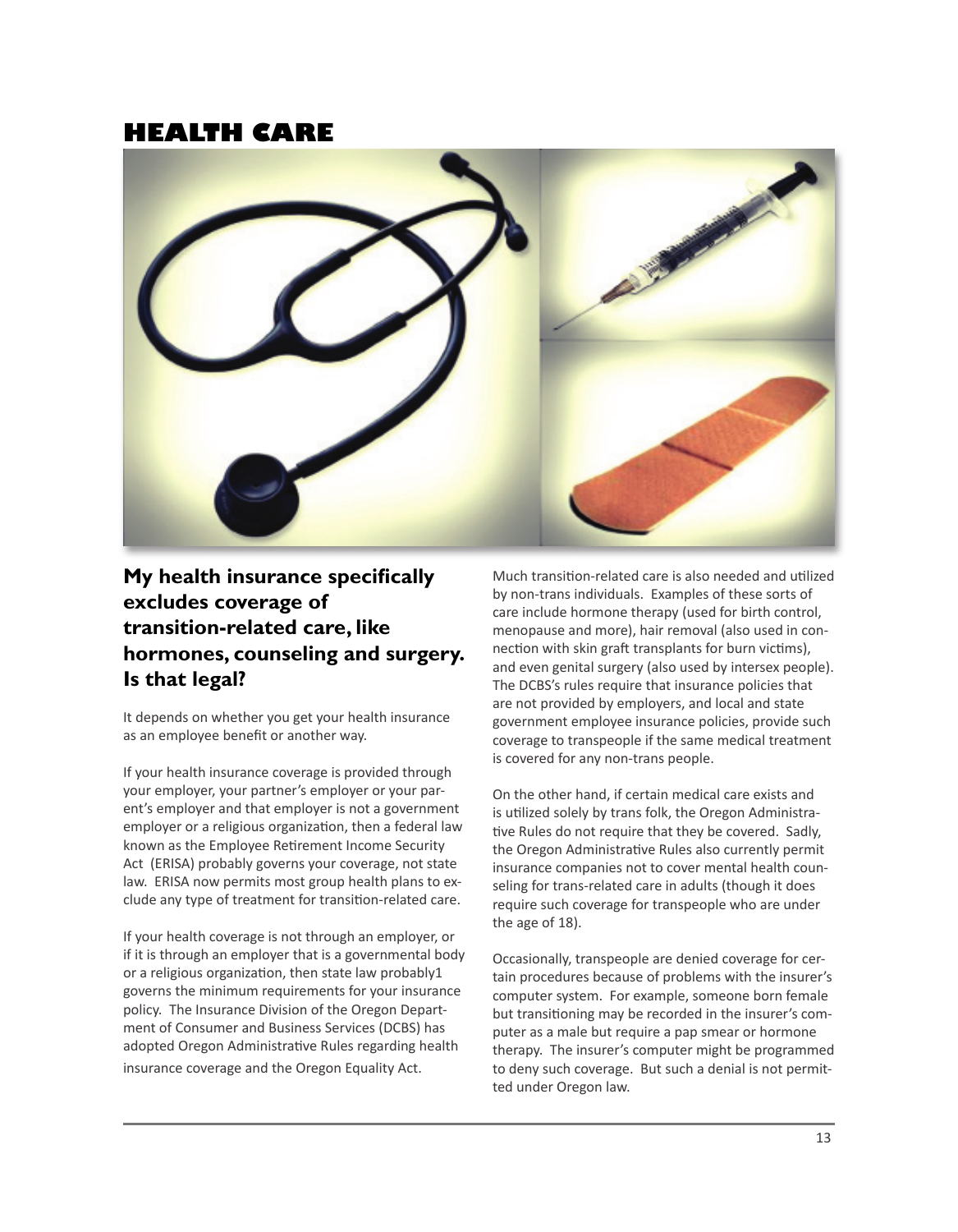# HEALTH CARE

## My health insurance specifically excludes coverage of transition-related care, like hormones, counseling and surgery. Is that legal?

It depends on whether you get your health insurance as an employee benefit or another way.

If your health insurance coverage is provided through your employer, your partner's employer or your parent's employer and that employer is not a government employer or a religious organization, then a federal law known as the Employee Retirement Income Security Act (ERISA) probably governs your coverage, not state law. ERISA now permits most group health plans to exclude any type of treatment for transition-related care.

If your health coverage is not through an employer, or if it is through an employer that is a governmental body or a religious organization, then state law probably[1] governs the minimum requirements for your insurance policy. The Insurance Division of the Oregon Department of Consumer and Business Services (DCBS) has adopted Oregon Administrative Rules regarding health insurance coverage and the Oregon Equality Act.

Much transition-related care is also needed and utilized by non-trans individuals. Examples of these sorts of care include hormone therapy (used for birth control, menopause and more), hair removal (also used in connection with skin graft transplants for burn victims), and even genital surgery (also used by intersex people). The DCBS's rules require that insurance policies that are not provided by employers, and local and state government employee insurance policies, provide such coverage to transpeople if the same medical treatment is covered for any non-trans people.

On the other hand, if certain medical care exists and is utilized solely by trans folk, the Oregon Administrative Rules do not require that they be covered. Sadly, the Oregon Administrative Rules also currently permit insurance companies not to cover mental health counseling for trans-related care in adults (though it does require such coverage for transpeople who are under the age of 18).

Occasionally, transpeople are denied coverage for certain procedures because of problems with the insurer's computer system. For example, someone born female but transitioning may be recorded in the insurer's computer as a male but require a pap smear or hormone therapy. The insurer's computer might be programmed to deny such coverage. But such a denial is not permitted under Oregon law.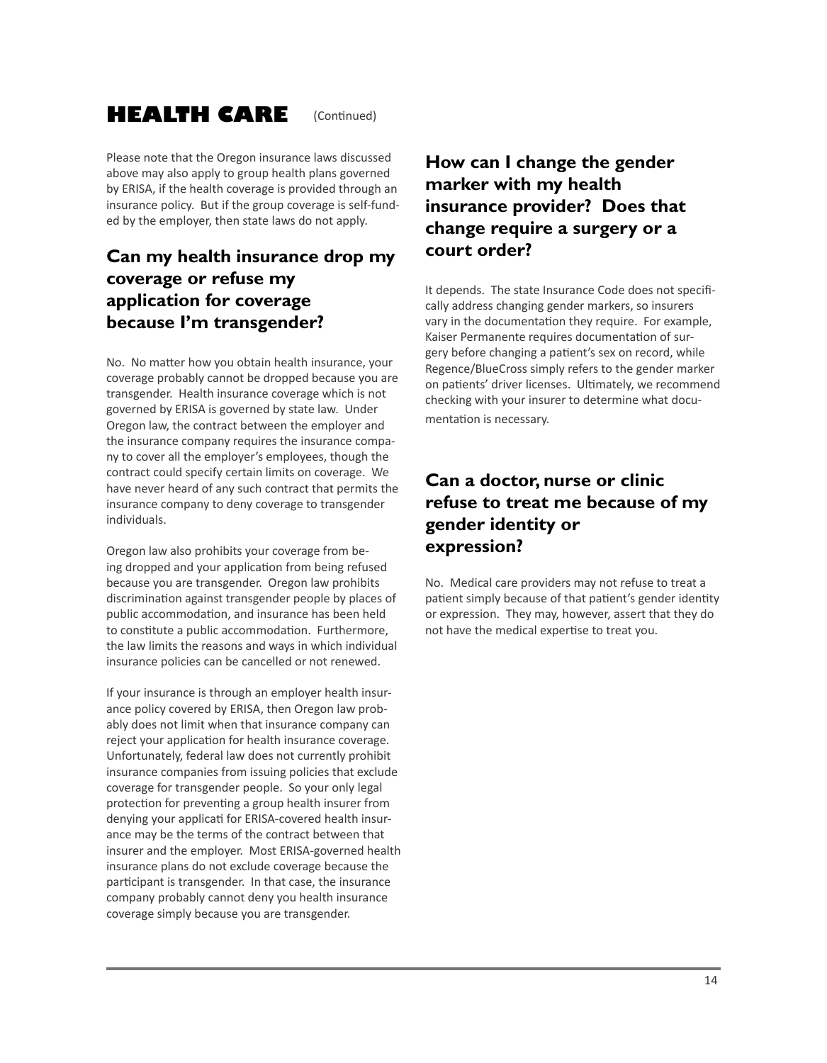# HEALTH CARE (Continued)

Please note that the Oregon insurance laws discussed above may also apply to group health plans governed by ERISA, if the health coverage is provided through an insurance policy. But if the group coverage is self-funded by the employer, then state laws do not apply.

## Can my health insurance drop my coverage or refuse my application for coverage because I'm transgender?

No. No matter how you obtain health insurance, your coverage probably cannot be dropped because you are transgender. Health insurance coverage which is not governed by ERISA is governed by state law. Under Oregon law, the contract between the employer and the insurance company requires the insurance company to cover all the employer's employees, though the contract could specify certain limits on coverage. We have never heard of any such contract that permits the insurance company to deny coverage to transgender individuals.

Oregon law also prohibits your coverage from being dropped and your application from being refused because you are transgender. Oregon law prohibits discrimination against transgender people by places of public accommodation, and insurance has been held to constitute a public accommodation. Furthermore, the law limits the reasons and ways in which individual insurance policies can be cancelled or not renewed.

If your insurance is through an employer health insurance policy covered by ERISA, then Oregon law probably does not limit when that insurance company can reject your application for health insurance coverage. Unfortunately, federal law does not currently prohibit insurance companies from issuing policies that exclude coverage for transgender people. So your only legal protection for preventing a group health insurer from denying your applicati for ERISA-covered health insurance may be the terms of the contract between that insurer and the employer. Most ERISA-governed health insurance plans do not exclude coverage because the participant is transgender. In that case, the insurance company probably cannot deny you health insurance coverage simply because you are transgender.

## How can I change the gender marker with my health insurance provider? Does that change require a surgery or a court order?

It depends. The state Insurance Code does not specifically address changing gender markers, so insurers vary in the documentation they require. For example, Kaiser Permanente requires documentation of surgery before changing a patient's sex on record, while Regence/BlueCross simply refers to the gender marker on patients' driver licenses. Ultimately, we recommend checking with your insurer to determine what documentation is necessary.

## Can a doctor, nurse or clinic refuse to treat me because of my gender identity or expression?

No. Medical care providers may not refuse to treat a patient simply because of that patient's gender identity or expression. They may, however, assert that they do not have the medical expertise to treat you.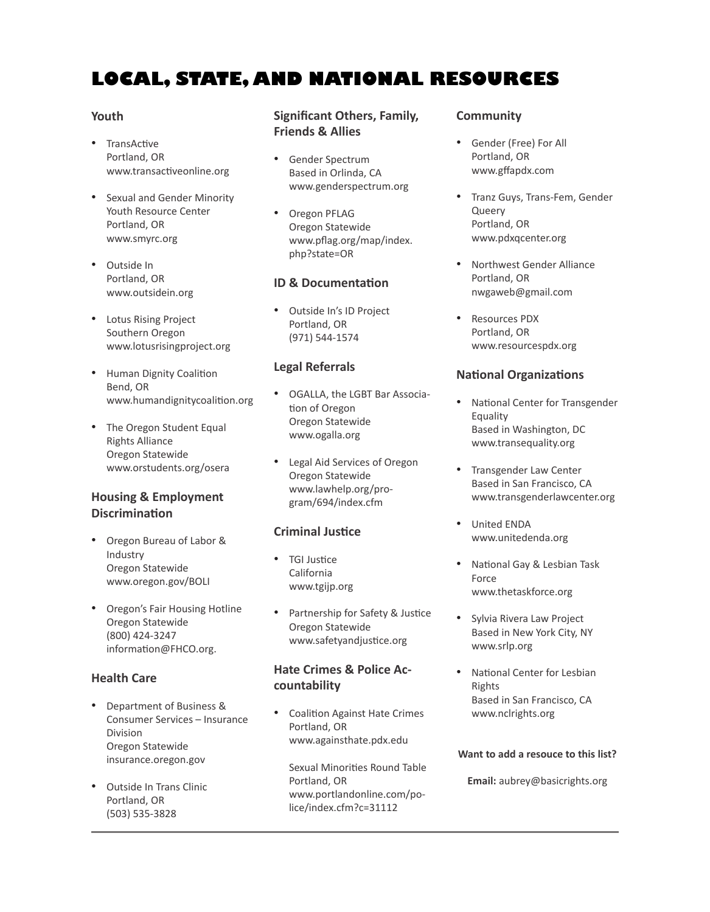# LOCAL, STATE, AND NATIONAL RESOURCES

### Youth

- TransActive
  Portland, OR
  www.transactiveonline.org

- Sexual and Gender Minority Youth Resource Center
  Portland, OR
  www.smyrc.org

- Outside In
  Portland, OR
  www.outsidein.org

- Lotus Rising Project
  Southern Oregon
  www.lotusrisingproject.org

- Human Dignity Coalition
  Bend, OR
  www.humandignitycoalition.org

- The Oregon Student Equal Rights Alliance
  Oregon Statewide
  www.orstudents.org/osera

### Housing & Employment Discrimination

- Oregon Bureau of Labor & Industry
  Oregon Statewide
  www.oregon.gov/BOLI

- Oregon's Fair Housing Hotline
  Oregon Statewide
  (800) 424-3247
  information@FHCO.org.

### Health Care

- Department of Business & Consumer Services – Insurance Division
  Oregon Statewide
  insurance.oregon.gov

- Outside In Trans Clinic
  Portland, OR
  (503) 535-3828

### Significant Others, Family, Friends & Allies

- Gender Spectrum
  Based in Orlinda, CA
  www.genderspectrum.org

- Oregon PFLAG
  Oregon Statewide
  www.pflag.org/map/index.php?state=OR

### ID & Documentation

- Outside In's ID Project
  Portland, OR
  (971) 544-1574

### Legal Referrals

- OGALLA, the LGBT Bar Association of Oregon
  Oregon Statewide
  www.ogalla.org

- Legal Aid Services of Oregon
  Oregon Statewide
  www.lawhelp.org/program/694/index.cfm

### Criminal Justice

- TGI Justice
  California
  www.tgijp.org

- Partnership for Safety & Justice
  Oregon Statewide
  www.safetyandjustice.org

### Hate Crimes & Police Accountability

- Coalition Against Hate Crimes
  Portland, OR
  www.againsthate.pdx.edu

  Sexual Minorities Round Table
  Portland, OR
  www.portlandonline.com/police/index.cfm?c=31112

### Community

- Gender (Free) For All
  Portland, OR
  www.gffapdx.com

- Tranz Guys, Trans-Fem, Gender Queery
  Portland, OR
  www.pdxqcenter.org

- Northwest Gender Alliance
  Portland, OR
  nwgaweb@gmail.com

- Resources PDX
  Portland, OR
  www.resourcespdx.org

### National Organizations

- National Center for Transgender Equality
  Based in Washington, DC
  www.transequality.org

- Transgender Law Center
  Based in San Francisco, CA
  www.transgenderlawcenter.org

- United ENDA
  www.unitedenda.org

- National Gay & Lesbian Task Force
  www.thetaskforce.org

- Sylvia Rivera Law Project
  Based in New York City, NY
  www.srlp.org

- National Center for Lesbian Rights
  Based in San Francisco, CA
  www.nclrights.org

**Want to add a resouce to this list?**

**Email:** aubrey@basicrights.org